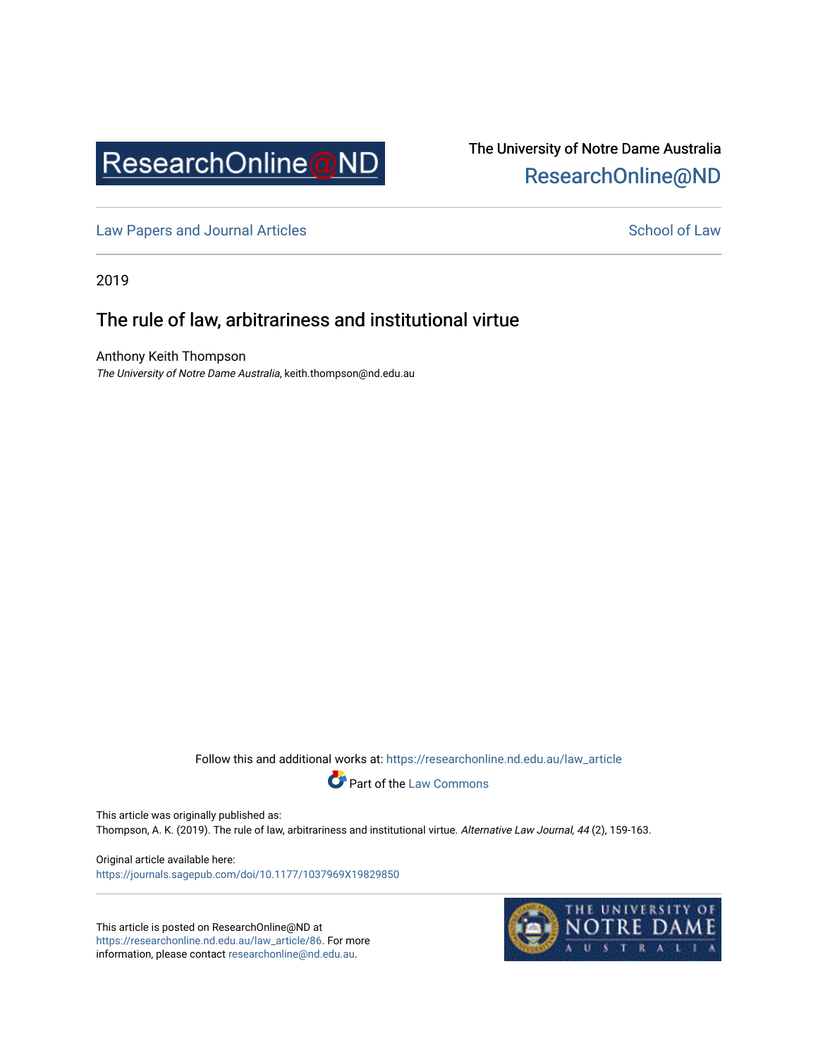ResearchOnline@ND

The University of Notre Dame Australia
ResearchOnline@ND

Law Papers and Journal Articles — School of Law

2019

# The rule of law, arbitrariness and institutional virtue

Anthony Keith Thompson
*The University of Notre Dame Australia*, keith.thompson@nd.edu.au

Follow this and additional works at: https://researchonline.nd.edu.au/law_article

Part of the Law Commons

This article was originally published as:
Thompson, A. K. (2019). The rule of law, arbitrariness and institutional virtue. *Alternative Law Journal, 44* (2), 159-163.

Original article available here:
https://journals.sagepub.com/doi/10.1177/1037969X19829850

This article is posted on ResearchOnline@ND at https://researchonline.nd.edu.au/law_article/86. For more information, please contact researchonline@nd.edu.au.

THE UNIVERSITY OF NOTRE DAME AUSTRALIA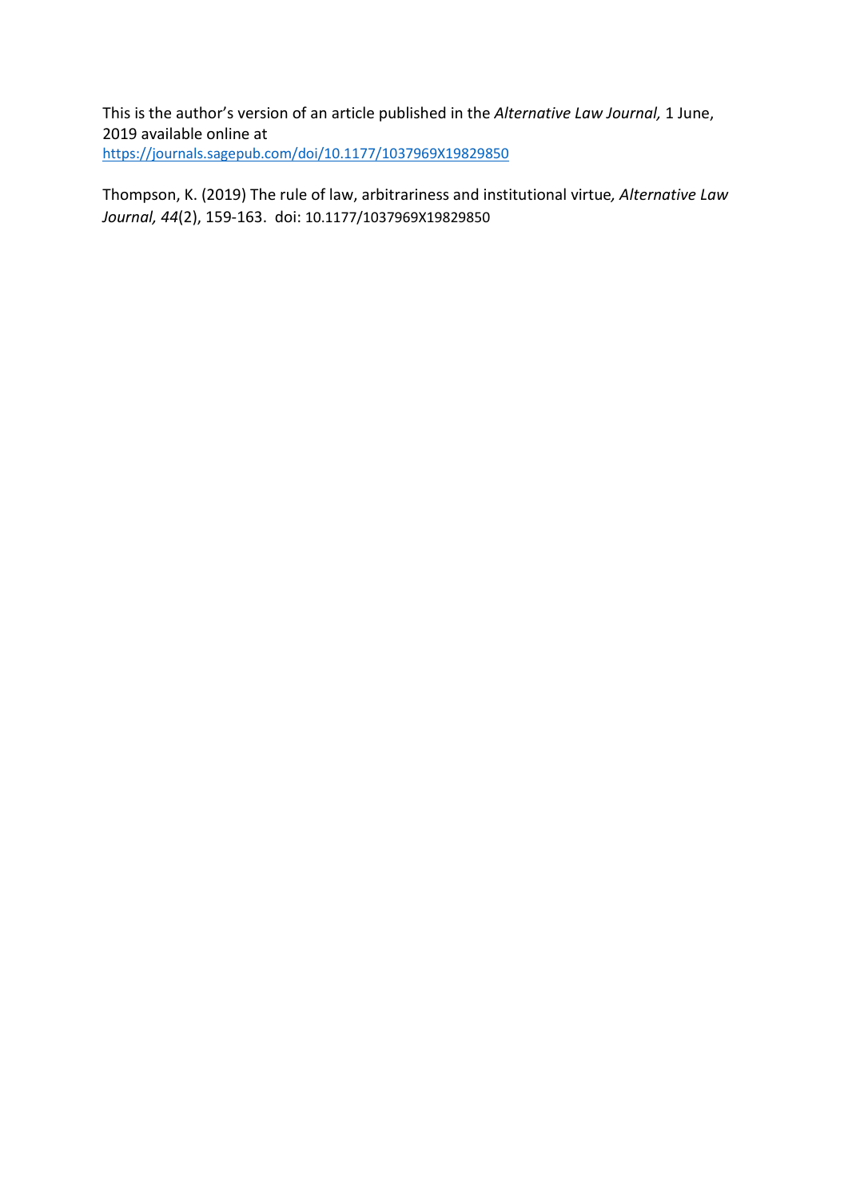This is the author's version of an article published in the *Alternative Law Journal,* 1 June, 2019 available online at
https://journals.sagepub.com/doi/10.1177/1037969X19829850

Thompson, K. (2019) The rule of law, arbitrariness and institutional virtue*, Alternative Law Journal, 44*(2), 159-163. doi: 10.1177/1037969X19829850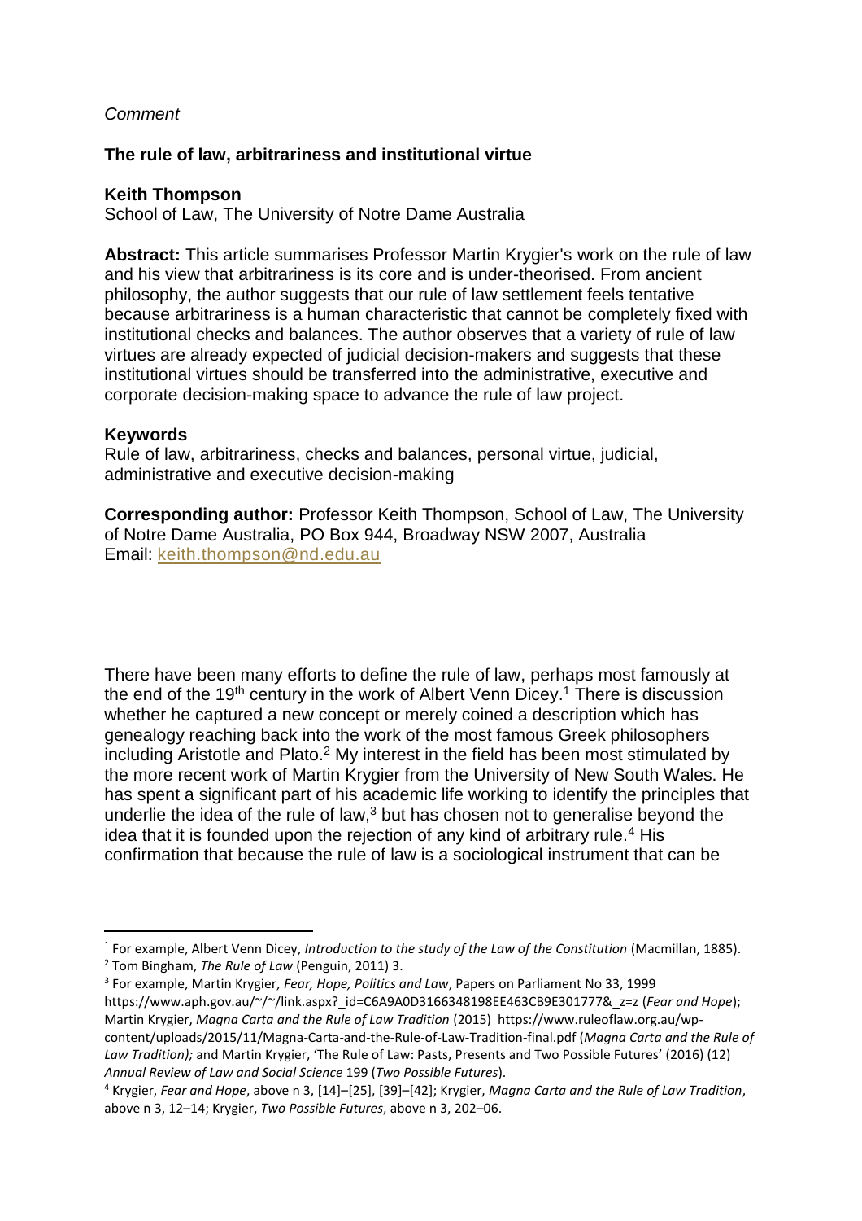*Comment*

**The rule of law, arbitrariness and institutional virtue**

**Keith Thompson**
School of Law, The University of Notre Dame Australia

**Abstract:** This article summarises Professor Martin Krygier's work on the rule of law and his view that arbitrariness is its core and is under-theorised. From ancient philosophy, the author suggests that our rule of law settlement feels tentative because arbitrariness is a human characteristic that cannot be completely fixed with institutional checks and balances. The author observes that a variety of rule of law virtues are already expected of judicial decision-makers and suggests that these institutional virtues should be transferred into the administrative, executive and corporate decision-making space to advance the rule of law project.

**Keywords**
Rule of law, arbitrariness, checks and balances, personal virtue, judicial, administrative and executive decision-making

**Corresponding author:** Professor Keith Thompson, School of Law, The University of Notre Dame Australia, PO Box 944, Broadway NSW 2007, Australia
Email: keith.thompson@nd.edu.au

There have been many efforts to define the rule of law, perhaps most famously at the end of the 19th century in the work of Albert Venn Dicey.[1] There is discussion whether he captured a new concept or merely coined a description which has genealogy reaching back into the work of the most famous Greek philosophers including Aristotle and Plato.[2] My interest in the field has been most stimulated by the more recent work of Martin Krygier from the University of New South Wales. He has spent a significant part of his academic life working to identify the principles that underlie the idea of the rule of law,[3] but has chosen not to generalise beyond the idea that it is founded upon the rejection of any kind of arbitrary rule.[4] His confirmation that because the rule of law is a sociological instrument that can be

---

[1] For example, Albert Venn Dicey, *Introduction to the study of the Law of the Constitution* (Macmillan, 1885).

[2] Tom Bingham, *The Rule of Law* (Penguin, 2011) 3.

[3] For example, Martin Krygier, *Fear, Hope, Politics and Law*, Papers on Parliament No 33, 1999 https://www.aph.gov.au/~/~/link.aspx?_id=C6A9A0D3166348198EE463CB9E301777&_z=z (*Fear and Hope*); Martin Krygier, *Magna Carta and the Rule of Law Tradition* (2015) https://www.ruleoflaw.org.au/wp-content/uploads/2015/11/Magna-Carta-and-the-Rule-of-Law-Tradition-final.pdf (*Magna Carta and the Rule of Law Tradition);* and Martin Krygier, 'The Rule of Law: Pasts, Presents and Two Possible Futures' (2016) (12) *Annual Review of Law and Social Science* 199 (*Two Possible Futures*).

[4] Krygier, *Fear and Hope*, above n 3, [14]–[25], [39]–[42]; Krygier, *Magna Carta and the Rule of Law Tradition*, above n 3, 12–14; Krygier, *Two Possible Futures*, above n 3, 202–06.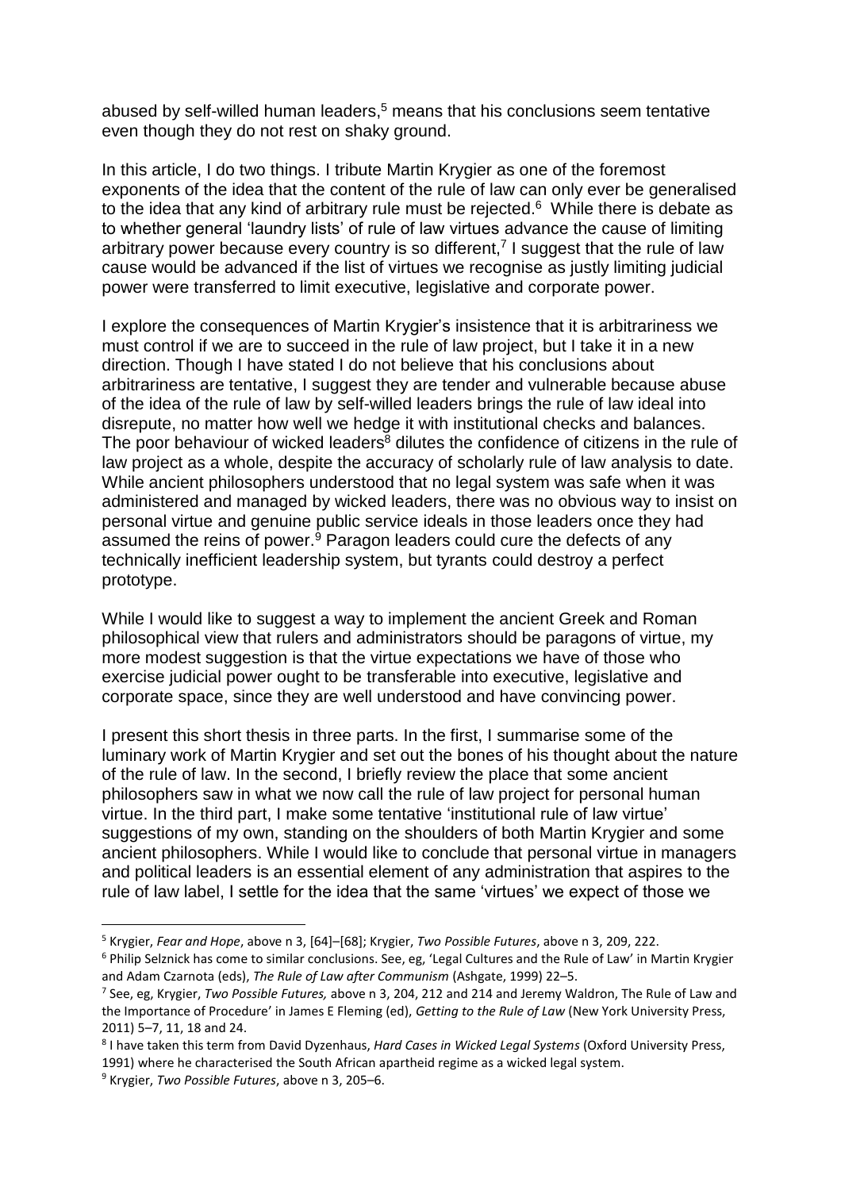abused by self-willed human leaders,[5] means that his conclusions seem tentative even though they do not rest on shaky ground.

In this article, I do two things. I tribute Martin Krygier as one of the foremost exponents of the idea that the content of the rule of law can only ever be generalised to the idea that any kind of arbitrary rule must be rejected.[6] While there is debate as to whether general 'laundry lists' of rule of law virtues advance the cause of limiting arbitrary power because every country is so different,[7] I suggest that the rule of law cause would be advanced if the list of virtues we recognise as justly limiting judicial power were transferred to limit executive, legislative and corporate power.

I explore the consequences of Martin Krygier's insistence that it is arbitrariness we must control if we are to succeed in the rule of law project, but I take it in a new direction. Though I have stated I do not believe that his conclusions about arbitrariness are tentative, I suggest they are tender and vulnerable because abuse of the idea of the rule of law by self-willed leaders brings the rule of law ideal into disrepute, no matter how well we hedge it with institutional checks and balances. The poor behaviour of wicked leaders[8] dilutes the confidence of citizens in the rule of law project as a whole, despite the accuracy of scholarly rule of law analysis to date. While ancient philosophers understood that no legal system was safe when it was administered and managed by wicked leaders, there was no obvious way to insist on personal virtue and genuine public service ideals in those leaders once they had assumed the reins of power.[9] Paragon leaders could cure the defects of any technically inefficient leadership system, but tyrants could destroy a perfect prototype.

While I would like to suggest a way to implement the ancient Greek and Roman philosophical view that rulers and administrators should be paragons of virtue, my more modest suggestion is that the virtue expectations we have of those who exercise judicial power ought to be transferable into executive, legislative and corporate space, since they are well understood and have convincing power.

I present this short thesis in three parts. In the first, I summarise some of the luminary work of Martin Krygier and set out the bones of his thought about the nature of the rule of law. In the second, I briefly review the place that some ancient philosophers saw in what we now call the rule of law project for personal human virtue. In the third part, I make some tentative 'institutional rule of law virtue' suggestions of my own, standing on the shoulders of both Martin Krygier and some ancient philosophers. While I would like to conclude that personal virtue in managers and political leaders is an essential element of any administration that aspires to the rule of law label, I settle for the idea that the same 'virtues' we expect of those we

---

[5] Krygier, *Fear and Hope*, above n 3, [64]–[68]; Krygier, *Two Possible Futures*, above n 3, 209, 222.

[6] Philip Selznick has come to similar conclusions. See, eg, 'Legal Cultures and the Rule of Law' in Martin Krygier and Adam Czarnota (eds), *The Rule of Law after Communism* (Ashgate, 1999) 22–5.

[7] See, eg, Krygier, *Two Possible Futures,* above n 3, 204, 212 and 214 and Jeremy Waldron, The Rule of Law and the Importance of Procedure' in James E Fleming (ed), *Getting to the Rule of Law* (New York University Press, 2011) 5–7, 11, 18 and 24.

[8] I have taken this term from David Dyzenhaus, *Hard Cases in Wicked Legal Systems* (Oxford University Press, 1991) where he characterised the South African apartheid regime as a wicked legal system.

[9] Krygier, *Two Possible Futures*, above n 3, 205–6.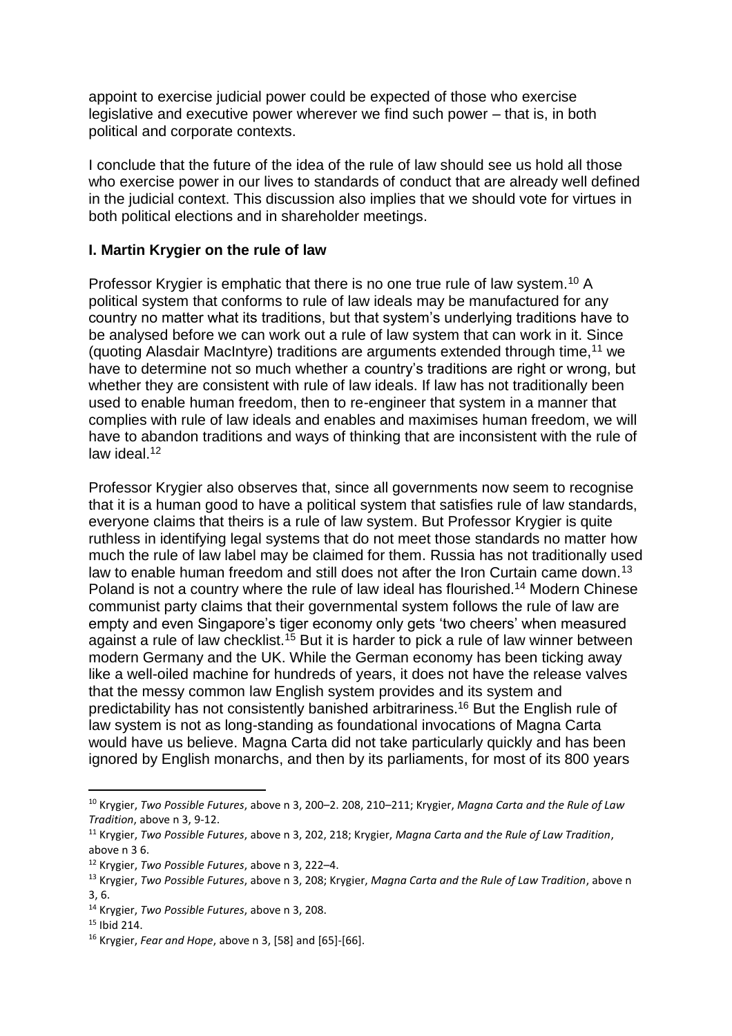appoint to exercise judicial power could be expected of those who exercise legislative and executive power wherever we find such power – that is, in both political and corporate contexts.

I conclude that the future of the idea of the rule of law should see us hold all those who exercise power in our lives to standards of conduct that are already well defined in the judicial context. This discussion also implies that we should vote for virtues in both political elections and in shareholder meetings.

## I. Martin Krygier on the rule of law

Professor Krygier is emphatic that there is no one true rule of law system.[10] A political system that conforms to rule of law ideals may be manufactured for any country no matter what its traditions, but that system's underlying traditions have to be analysed before we can work out a rule of law system that can work in it. Since (quoting Alasdair MacIntyre) traditions are arguments extended through time,[11] we have to determine not so much whether a country's traditions are right or wrong, but whether they are consistent with rule of law ideals. If law has not traditionally been used to enable human freedom, then to re-engineer that system in a manner that complies with rule of law ideals and enables and maximises human freedom, we will have to abandon traditions and ways of thinking that are inconsistent with the rule of law ideal.[12]

Professor Krygier also observes that, since all governments now seem to recognise that it is a human good to have a political system that satisfies rule of law standards, everyone claims that theirs is a rule of law system. But Professor Krygier is quite ruthless in identifying legal systems that do not meet those standards no matter how much the rule of law label may be claimed for them. Russia has not traditionally used law to enable human freedom and still does not after the Iron Curtain came down.[13] Poland is not a country where the rule of law ideal has flourished.[14] Modern Chinese communist party claims that their governmental system follows the rule of law are empty and even Singapore's tiger economy only gets 'two cheers' when measured against a rule of law checklist.[15] But it is harder to pick a rule of law winner between modern Germany and the UK. While the German economy has been ticking away like a well-oiled machine for hundreds of years, it does not have the release valves that the messy common law English system provides and its system and predictability has not consistently banished arbitrariness.[16] But the English rule of law system is not as long-standing as foundational invocations of Magna Carta would have us believe. Magna Carta did not take particularly quickly and has been ignored by English monarchs, and then by its parliaments, for most of its 800 years

---

[10] Krygier, *Two Possible Futures*, above n 3, 200–2. 208, 210–211; Krygier, *Magna Carta and the Rule of Law Tradition*, above n 3, 9-12.

[11] Krygier, *Two Possible Futures*, above n 3, 202, 218; Krygier, *Magna Carta and the Rule of Law Tradition*, above n 3 6.

[12] Krygier, *Two Possible Futures*, above n 3, 222–4.

[13] Krygier, *Two Possible Futures*, above n 3, 208; Krygier, *Magna Carta and the Rule of Law Tradition*, above n 3, 6.

[14] Krygier, *Two Possible Futures*, above n 3, 208.

[15] Ibid 214.

[16] Krygier, *Fear and Hope*, above n 3, [58] and [65]-[66].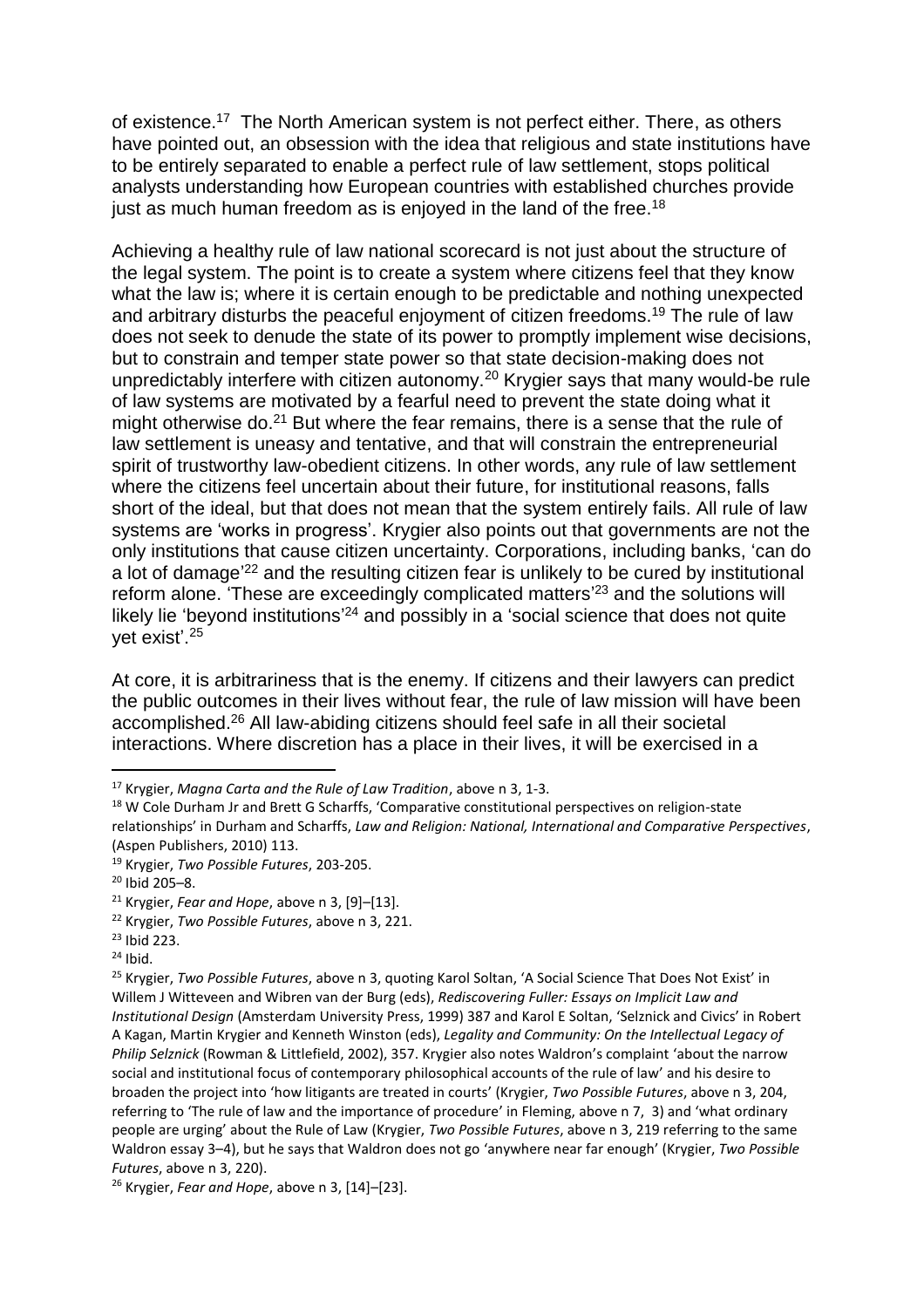of existence.[17] The North American system is not perfect either. There, as others have pointed out, an obsession with the idea that religious and state institutions have to be entirely separated to enable a perfect rule of law settlement, stops political analysts understanding how European countries with established churches provide just as much human freedom as is enjoyed in the land of the free.[18]

Achieving a healthy rule of law national scorecard is not just about the structure of the legal system. The point is to create a system where citizens feel that they know what the law is; where it is certain enough to be predictable and nothing unexpected and arbitrary disturbs the peaceful enjoyment of citizen freedoms.[19] The rule of law does not seek to denude the state of its power to promptly implement wise decisions, but to constrain and temper state power so that state decision-making does not unpredictably interfere with citizen autonomy.[20] Krygier says that many would-be rule of law systems are motivated by a fearful need to prevent the state doing what it might otherwise do.[21] But where the fear remains, there is a sense that the rule of law settlement is uneasy and tentative, and that will constrain the entrepreneurial spirit of trustworthy law-obedient citizens. In other words, any rule of law settlement where the citizens feel uncertain about their future, for institutional reasons, falls short of the ideal, but that does not mean that the system entirely fails. All rule of law systems are 'works in progress'. Krygier also points out that governments are not the only institutions that cause citizen uncertainty. Corporations, including banks, 'can do a lot of damage'[22] and the resulting citizen fear is unlikely to be cured by institutional reform alone. 'These are exceedingly complicated matters'[23] and the solutions will likely lie 'beyond institutions'[24] and possibly in a 'social science that does not quite yet exist'.[25]

At core, it is arbitrariness that is the enemy. If citizens and their lawyers can predict the public outcomes in their lives without fear, the rule of law mission will have been accomplished.[26] All law-abiding citizens should feel safe in all their societal interactions. Where discretion has a place in their lives, it will be exercised in a

---

[17] Krygier, *Magna Carta and the Rule of Law Tradition*, above n 3, 1-3.

[18] W Cole Durham Jr and Brett G Scharffs, 'Comparative constitutional perspectives on religion-state relationships' in Durham and Scharffs, *Law and Religion: National, International and Comparative Perspectives*, (Aspen Publishers, 2010) 113.

[19] Krygier, *Two Possible Futures*, 203-205.

[20] Ibid 205–8.

[21] Krygier, *Fear and Hope*, above n 3, [9]–[13].

[22] Krygier, *Two Possible Futures*, above n 3, 221.

[23] Ibid 223.

[24] Ibid.

[25] Krygier, *Two Possible Futures*, above n 3, quoting Karol Soltan, 'A Social Science That Does Not Exist' in Willem J Witteveen and Wibren van der Burg (eds), *Rediscovering Fuller: Essays on Implicit Law and Institutional Design* (Amsterdam University Press, 1999) 387 and Karol E Soltan, 'Selznick and Civics' in Robert A Kagan, Martin Krygier and Kenneth Winston (eds), *Legality and Community: On the Intellectual Legacy of Philip Selznick* (Rowman & Littlefield, 2002), 357. Krygier also notes Waldron's complaint 'about the narrow social and institutional focus of contemporary philosophical accounts of the rule of law' and his desire to broaden the project into 'how litigants are treated in courts' (Krygier, *Two Possible Futures*, above n 3, 204, referring to 'The rule of law and the importance of procedure' in Fleming, above n 7, 3) and 'what ordinary people are urging' about the Rule of Law (Krygier, *Two Possible Futures*, above n 3, 219 referring to the same Waldron essay 3–4), but he says that Waldron does not go 'anywhere near far enough' (Krygier, *Two Possible Futures*, above n 3, 220).

[26] Krygier, *Fear and Hope*, above n 3, [14]–[23].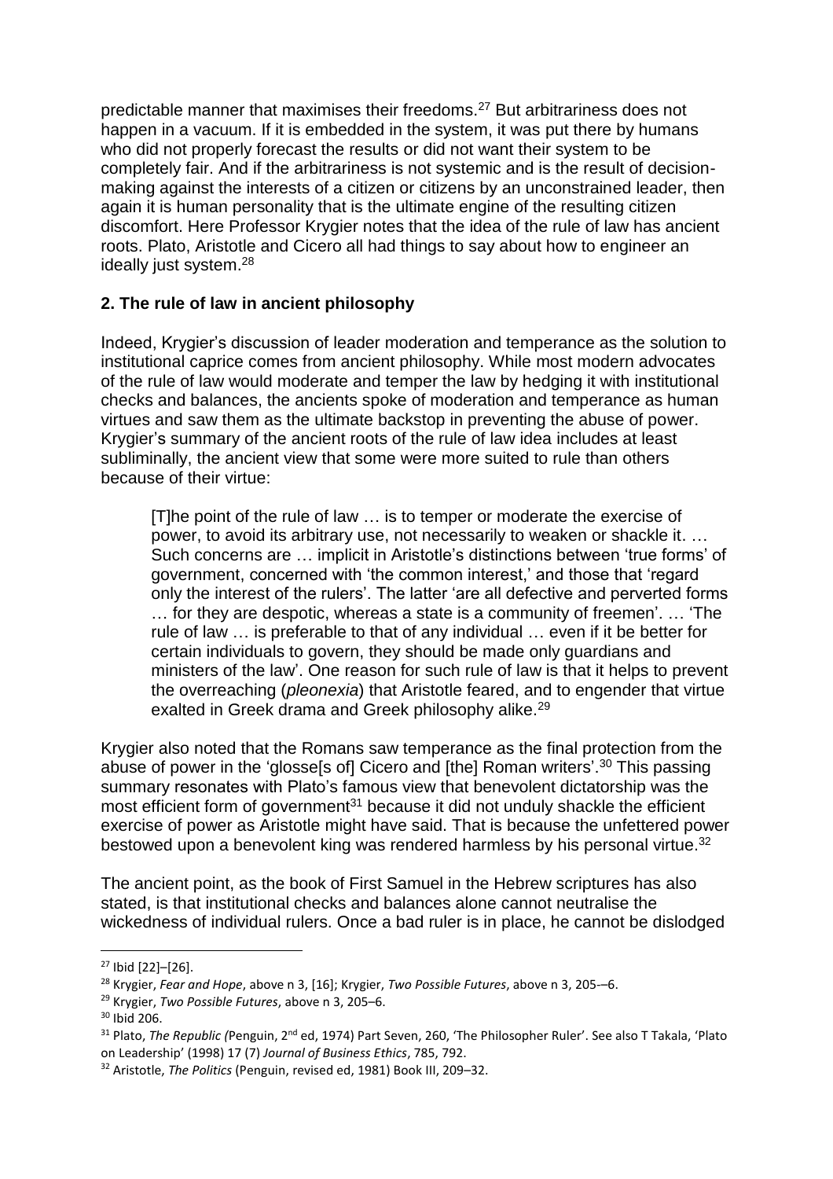predictable manner that maximises their freedoms.[27] But arbitrariness does not happen in a vacuum. If it is embedded in the system, it was put there by humans who did not properly forecast the results or did not want their system to be completely fair. And if the arbitrariness is not systemic and is the result of decision-making against the interests of a citizen or citizens by an unconstrained leader, then again it is human personality that is the ultimate engine of the resulting citizen discomfort. Here Professor Krygier notes that the idea of the rule of law has ancient roots. Plato, Aristotle and Cicero all had things to say about how to engineer an ideally just system.[28]

## 2. The rule of law in ancient philosophy

Indeed, Krygier's discussion of leader moderation and temperance as the solution to institutional caprice comes from ancient philosophy. While most modern advocates of the rule of law would moderate and temper the law by hedging it with institutional checks and balances, the ancients spoke of moderation and temperance as human virtues and saw them as the ultimate backstop in preventing the abuse of power. Krygier's summary of the ancient roots of the rule of law idea includes at least subliminally, the ancient view that some were more suited to rule than others because of their virtue:

> [T]he point of the rule of law … is to temper or moderate the exercise of power, to avoid its arbitrary use, not necessarily to weaken or shackle it. … Such concerns are … implicit in Aristotle's distinctions between 'true forms' of government, concerned with 'the common interest,' and those that 'regard only the interest of the rulers'. The latter 'are all defective and perverted forms … for they are despotic, whereas a state is a community of freemen'. … 'The rule of law … is preferable to that of any individual … even if it be better for certain individuals to govern, they should be made only guardians and ministers of the law'. One reason for such rule of law is that it helps to prevent the overreaching (*pleonexia*) that Aristotle feared, and to engender that virtue exalted in Greek drama and Greek philosophy alike.[29]

Krygier also noted that the Romans saw temperance as the final protection from the abuse of power in the 'glosse[s of] Cicero and [the] Roman writers'.[30] This passing summary resonates with Plato's famous view that benevolent dictatorship was the most efficient form of government[31] because it did not unduly shackle the efficient exercise of power as Aristotle might have said. That is because the unfettered power bestowed upon a benevolent king was rendered harmless by his personal virtue.[32]

The ancient point, as the book of First Samuel in the Hebrew scriptures has also stated, is that institutional checks and balances alone cannot neutralise the wickedness of individual rulers. Once a bad ruler is in place, he cannot be dislodged

---

[27] Ibid [22]–[26].

[28] Krygier, *Fear and Hope*, above n 3, [16]; Krygier, *Two Possible Futures*, above n 3, 205-–6.

[29] Krygier, *Two Possible Futures*, above n 3, 205–6.

[30] Ibid 206.

[31] Plato, *The Republic (*Penguin, 2nd ed, 1974) Part Seven, 260, 'The Philosopher Ruler'. See also T Takala, 'Plato on Leadership' (1998) 17 (7) *Journal of Business Ethics*, 785, 792.

[32] Aristotle, *The Politics* (Penguin, revised ed, 1981) Book III, 209–32.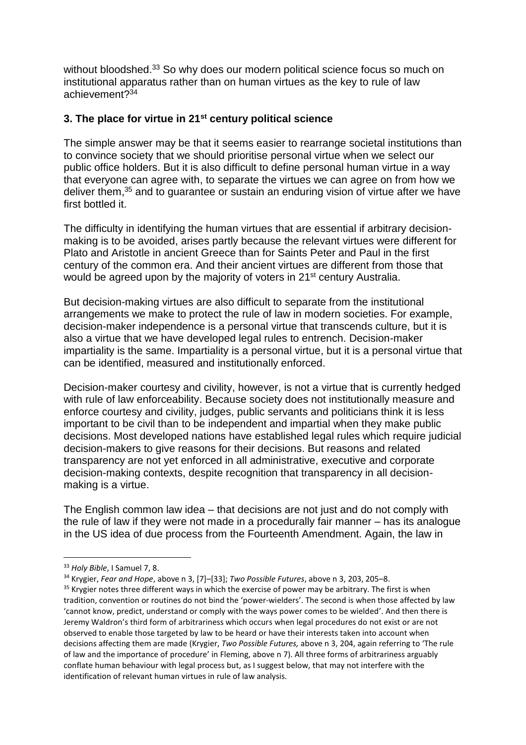without bloodshed.[33] So why does our modern political science focus so much on institutional apparatus rather than on human virtues as the key to rule of law achievement?[34]

### 3. The place for virtue in 21st century political science

The simple answer may be that it seems easier to rearrange societal institutions than to convince society that we should prioritise personal virtue when we select our public office holders. But it is also difficult to define personal human virtue in a way that everyone can agree with, to separate the virtues we can agree on from how we deliver them,[35] and to guarantee or sustain an enduring vision of virtue after we have first bottled it.

The difficulty in identifying the human virtues that are essential if arbitrary decision-making is to be avoided, arises partly because the relevant virtues were different for Plato and Aristotle in ancient Greece than for Saints Peter and Paul in the first century of the common era. And their ancient virtues are different from those that would be agreed upon by the majority of voters in 21st century Australia.

But decision-making virtues are also difficult to separate from the institutional arrangements we make to protect the rule of law in modern societies. For example, decision-maker independence is a personal virtue that transcends culture, but it is also a virtue that we have developed legal rules to entrench. Decision-maker impartiality is the same. Impartiality is a personal virtue, but it is a personal virtue that can be identified, measured and institutionally enforced.

Decision-maker courtesy and civility, however, is not a virtue that is currently hedged with rule of law enforceability. Because society does not institutionally measure and enforce courtesy and civility, judges, public servants and politicians think it is less important to be civil than to be independent and impartial when they make public decisions. Most developed nations have established legal rules which require judicial decision-makers to give reasons for their decisions. But reasons and related transparency are not yet enforced in all administrative, executive and corporate decision-making contexts, despite recognition that transparency in all decision-making is a virtue.

The English common law idea – that decisions are not just and do not comply with the rule of law if they were not made in a procedurally fair manner – has its analogue in the US idea of due process from the Fourteenth Amendment. Again, the law in

---

[33] *Holy Bible*, I Samuel 7, 8.

[34] Krygier, *Fear and Hope*, above n 3, [7]–[33]; *Two Possible Futures*, above n 3, 203, 205–8.

[35] Krygier notes three different ways in which the exercise of power may be arbitrary. The first is when tradition, convention or routines do not bind the 'power-wielders'. The second is when those affected by law 'cannot know, predict, understand or comply with the ways power comes to be wielded'. And then there is Jeremy Waldron's third form of arbitrariness which occurs when legal procedures do not exist or are not observed to enable those targeted by law to be heard or have their interests taken into account when decisions affecting them are made (Krygier, *Two Possible Futures,* above n 3, 204, again referring to 'The rule of law and the importance of procedure' in Fleming, above n 7). All three forms of arbitrariness arguably conflate human behaviour with legal process but, as I suggest below, that may not interfere with the identification of relevant human virtues in rule of law analysis.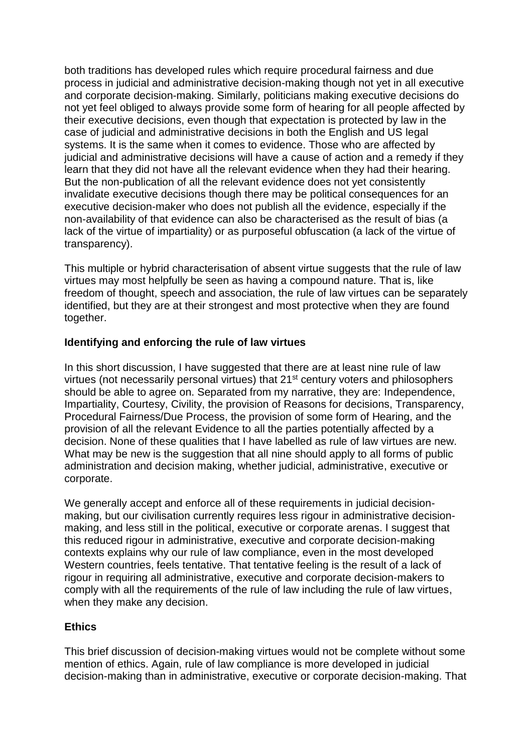both traditions has developed rules which require procedural fairness and due process in judicial and administrative decision-making though not yet in all executive and corporate decision-making. Similarly, politicians making executive decisions do not yet feel obliged to always provide some form of hearing for all people affected by their executive decisions, even though that expectation is protected by law in the case of judicial and administrative decisions in both the English and US legal systems. It is the same when it comes to evidence. Those who are affected by judicial and administrative decisions will have a cause of action and a remedy if they learn that they did not have all the relevant evidence when they had their hearing. But the non-publication of all the relevant evidence does not yet consistently invalidate executive decisions though there may be political consequences for an executive decision-maker who does not publish all the evidence, especially if the non-availability of that evidence can also be characterised as the result of bias (a lack of the virtue of impartiality) or as purposeful obfuscation (a lack of the virtue of transparency).

This multiple or hybrid characterisation of absent virtue suggests that the rule of law virtues may most helpfully be seen as having a compound nature. That is, like freedom of thought, speech and association, the rule of law virtues can be separately identified, but they are at their strongest and most protective when they are found together.

**Identifying and enforcing the rule of law virtues**

In this short discussion, I have suggested that there are at least nine rule of law virtues (not necessarily personal virtues) that 21st century voters and philosophers should be able to agree on. Separated from my narrative, they are: Independence, Impartiality, Courtesy, Civility, the provision of Reasons for decisions, Transparency, Procedural Fairness/Due Process, the provision of some form of Hearing, and the provision of all the relevant Evidence to all the parties potentially affected by a decision. None of these qualities that I have labelled as rule of law virtues are new. What may be new is the suggestion that all nine should apply to all forms of public administration and decision making, whether judicial, administrative, executive or corporate.

We generally accept and enforce all of these requirements in judicial decision-making, but our civilisation currently requires less rigour in administrative decision-making, and less still in the political, executive or corporate arenas. I suggest that this reduced rigour in administrative, executive and corporate decision-making contexts explains why our rule of law compliance, even in the most developed Western countries, feels tentative. That tentative feeling is the result of a lack of rigour in requiring all administrative, executive and corporate decision-makers to comply with all the requirements of the rule of law including the rule of law virtues, when they make any decision.

**Ethics**

This brief discussion of decision-making virtues would not be complete without some mention of ethics. Again, rule of law compliance is more developed in judicial decision-making than in administrative, executive or corporate decision-making. That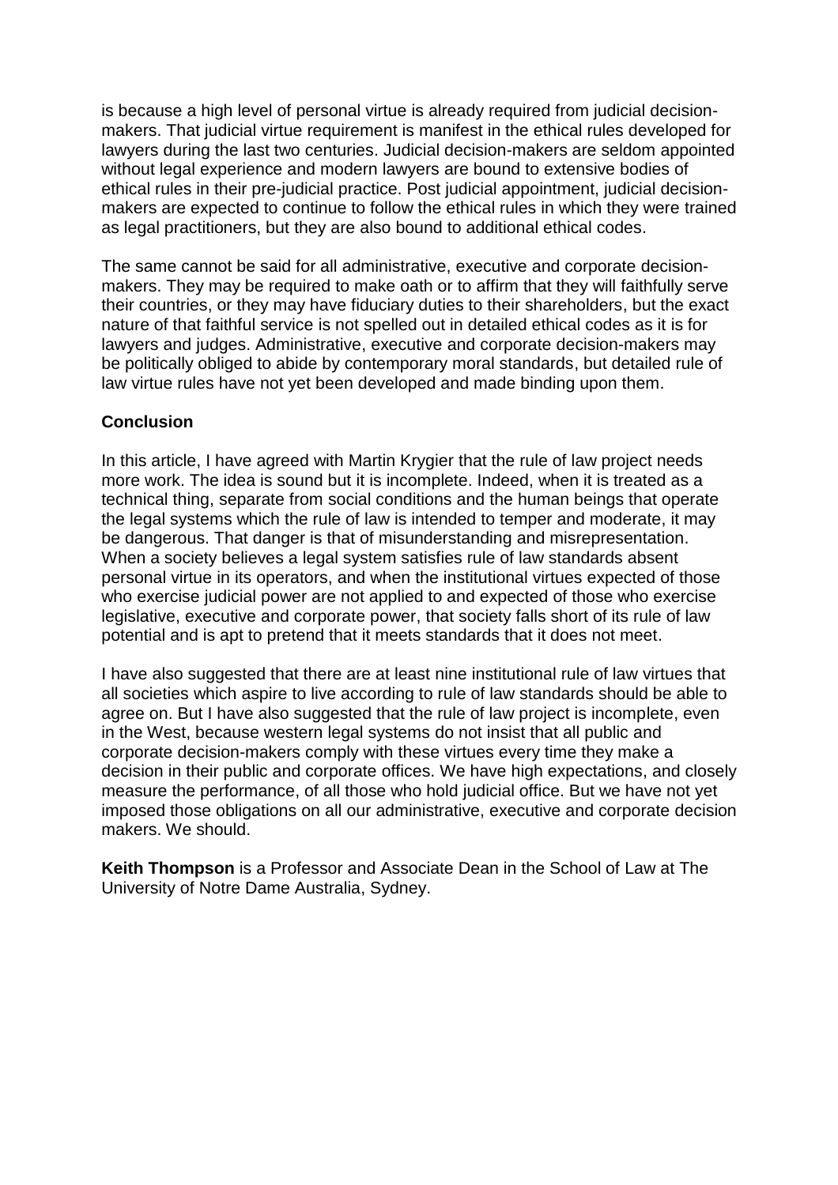is because a high level of personal virtue is already required from judicial decision-makers. That judicial virtue requirement is manifest in the ethical rules developed for lawyers during the last two centuries. Judicial decision-makers are seldom appointed without legal experience and modern lawyers are bound to extensive bodies of ethical rules in their pre-judicial practice. Post judicial appointment, judicial decision-makers are expected to continue to follow the ethical rules in which they were trained as legal practitioners, but they are also bound to additional ethical codes.

The same cannot be said for all administrative, executive and corporate decision-makers. They may be required to make oath or to affirm that they will faithfully serve their countries, or they may have fiduciary duties to their shareholders, but the exact nature of that faithful service is not spelled out in detailed ethical codes as it is for lawyers and judges. Administrative, executive and corporate decision-makers may be politically obliged to abide by contemporary moral standards, but detailed rule of law virtue rules have not yet been developed and made binding upon them.

## Conclusion

In this article, I have agreed with Martin Krygier that the rule of law project needs more work. The idea is sound but it is incomplete. Indeed, when it is treated as a technical thing, separate from social conditions and the human beings that operate the legal systems which the rule of law is intended to temper and moderate, it may be dangerous. That danger is that of misunderstanding and misrepresentation. When a society believes a legal system satisfies rule of law standards absent personal virtue in its operators, and when the institutional virtues expected of those who exercise judicial power are not applied to and expected of those who exercise legislative, executive and corporate power, that society falls short of its rule of law potential and is apt to pretend that it meets standards that it does not meet.

I have also suggested that there are at least nine institutional rule of law virtues that all societies which aspire to live according to rule of law standards should be able to agree on. But I have also suggested that the rule of law project is incomplete, even in the West, because western legal systems do not insist that all public and corporate decision-makers comply with these virtues every time they make a decision in their public and corporate offices. We have high expectations, and closely measure the performance, of all those who hold judicial office. But we have not yet imposed those obligations on all our administrative, executive and corporate decision makers. We should.

**Keith Thompson** is a Professor and Associate Dean in the School of Law at The University of Notre Dame Australia, Sydney.